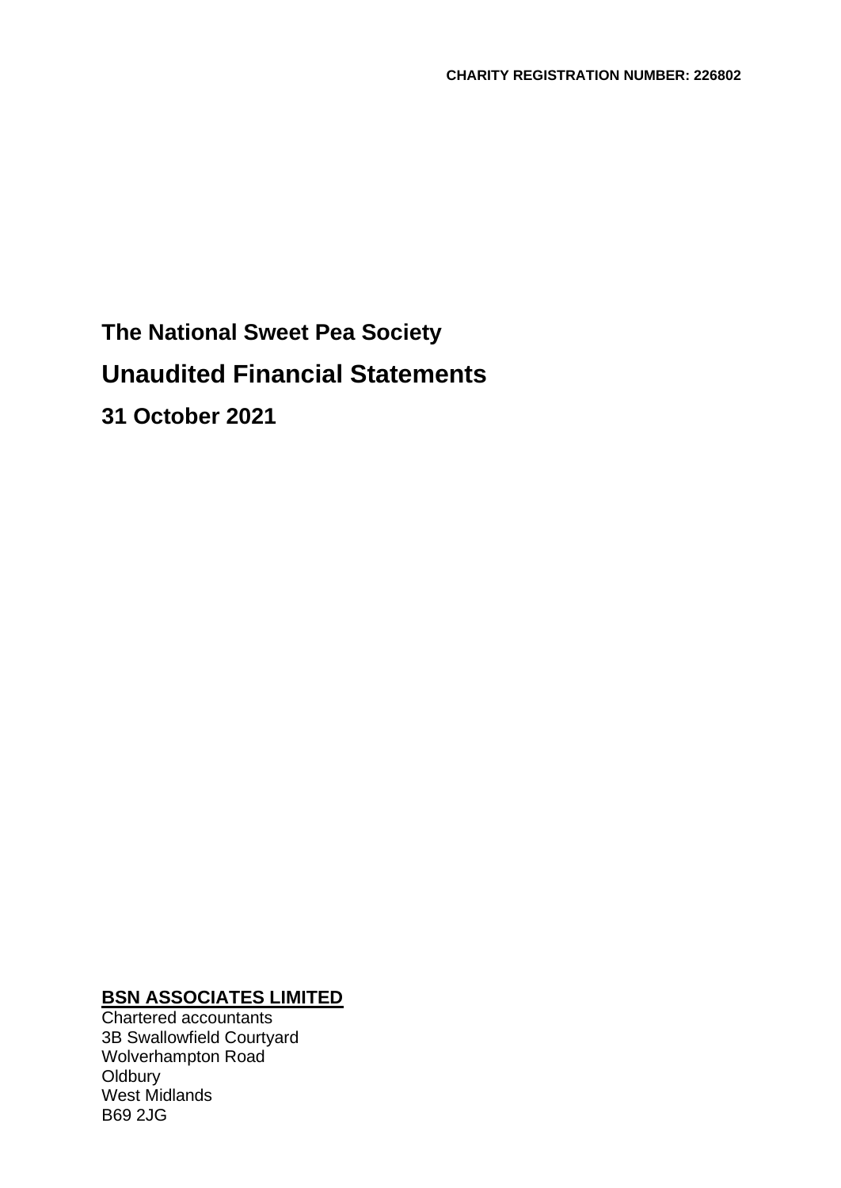**CHARITY REGISTRATION NUMBER: 226802**

# The National Sweet Pea Society

# Unaudited Financial Statements

## 31 October 2021

**BSN ASSOCIATES LIMITED**

Chartered accountants
3B Swallowfield Courtyard
Wolverhampton Road
Oldbury
West Midlands
B69 2JG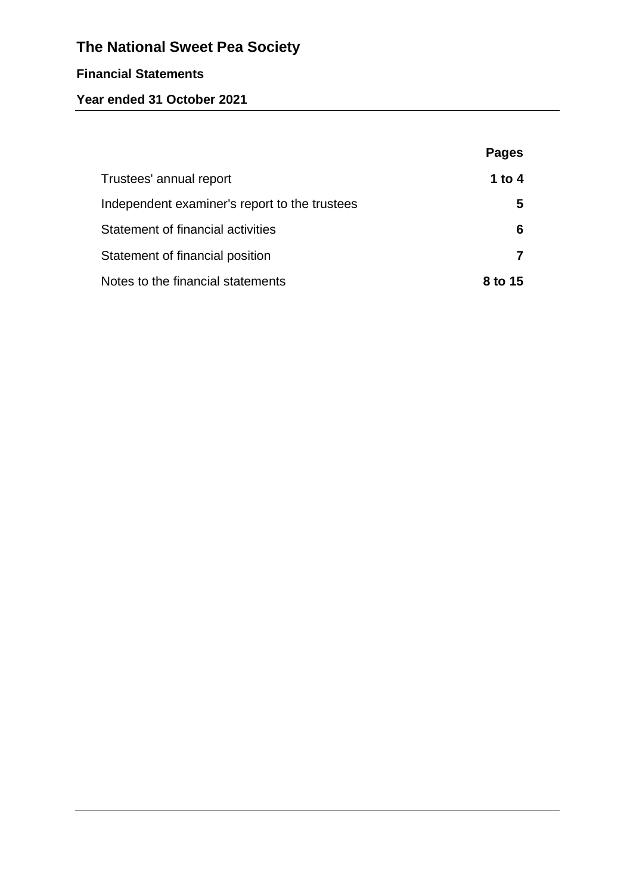# The National Sweet Pea Society

## Financial Statements

### Year ended 31 October 2021

| | Pages |
|---|---|
| Trustees' annual report | 1 to 4 |
| Independent examiner's report to the trustees | 5 |
| Statement of financial activities | 6 |
| Statement of financial position | 7 |
| Notes to the financial statements | 8 to 15 |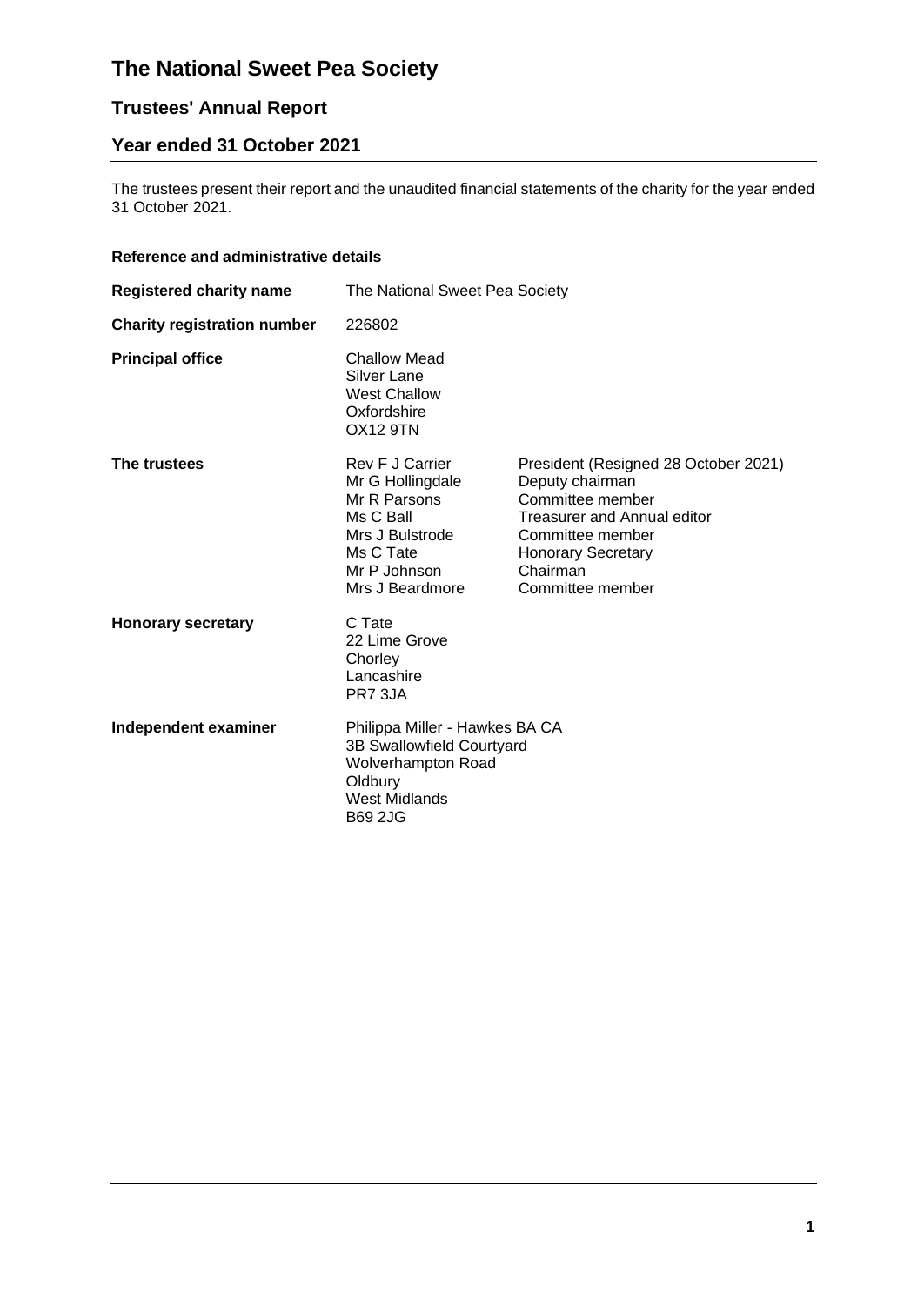# The National Sweet Pea Society

## Trustees' Annual Report

## Year ended 31 October 2021

The trustees present their report and the unaudited financial statements of the charity for the year ended 31 October 2021.

### Reference and administrative details

**Registered charity name** The National Sweet Pea Society

**Charity registration number** 226802

**Principal office**
Challow Mead
Silver Lane
West Challow
Oxfordshire
OX12 9TN

**The trustees**

| | |
|---|---|
| Rev F J Carrier | President (Resigned 28 October 2021) |
| Mr G Hollingdale | Deputy chairman |
| Mr R Parsons | Committee member |
| Ms C Ball | Treasurer and Annual editor |
| Mrs J Bulstrode | Committee member |
| Ms C Tate | Honorary Secretary |
| Mr P Johnson | Chairman |
| Mrs J Beardmore | Committee member |

**Honorary secretary**
C Tate
22 Lime Grove
Chorley
Lancashire
PR7 3JA

**Independent examiner**
Philippa Miller - Hawkes BA CA
3B Swallowfield Courtyard
Wolverhampton Road
Oldbury
West Midlands
B69 2JG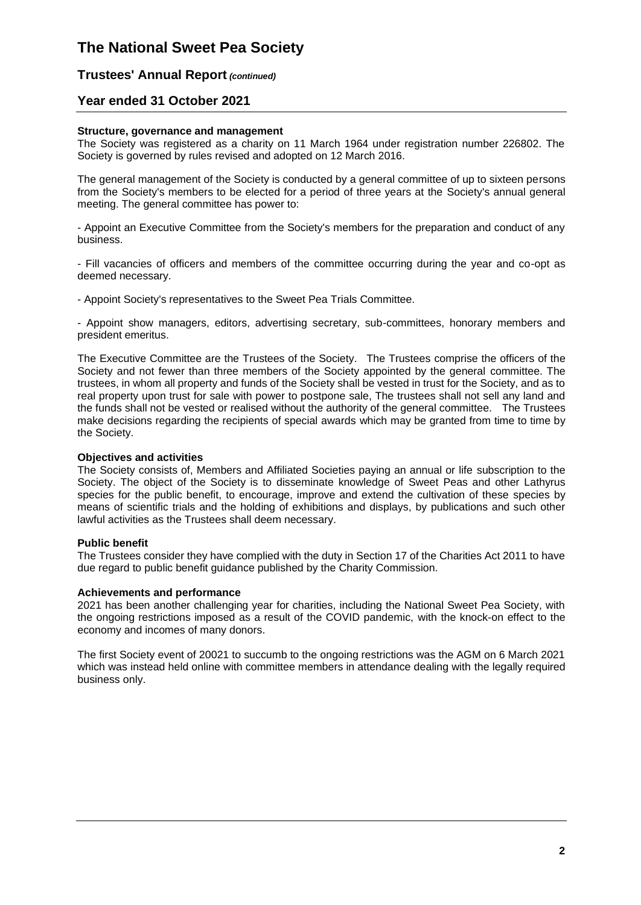# The National Sweet Pea Society

## Trustees' Annual Report *(continued)*

## Year ended 31 October 2021

**Structure, governance and management**

The Society was registered as a charity on 11 March 1964 under registration number 226802. The Society is governed by rules revised and adopted on 12 March 2016.

The general management of the Society is conducted by a general committee of up to sixteen persons from the Society's members to be elected for a period of three years at the Society's annual general meeting. The general committee has power to:

- Appoint an Executive Committee from the Society's members for the preparation and conduct of any business.

- Fill vacancies of officers and members of the committee occurring during the year and co-opt as deemed necessary.

- Appoint Society's representatives to the Sweet Pea Trials Committee.

- Appoint show managers, editors, advertising secretary, sub-committees, honorary members and president emeritus.

The Executive Committee are the Trustees of the Society. The Trustees comprise the officers of the Society and not fewer than three members of the Society appointed by the general committee. The trustees, in whom all property and funds of the Society shall be vested in trust for the Society, and as to real property upon trust for sale with power to postpone sale, The trustees shall not sell any land and the funds shall not be vested or realised without the authority of the general committee. The Trustees make decisions regarding the recipients of special awards which may be granted from time to time by the Society.

**Objectives and activities**

The Society consists of, Members and Affiliated Societies paying an annual or life subscription to the Society. The object of the Society is to disseminate knowledge of Sweet Peas and other Lathyrus species for the public benefit, to encourage, improve and extend the cultivation of these species by means of scientific trials and the holding of exhibitions and displays, by publications and such other lawful activities as the Trustees shall deem necessary.

**Public benefit**

The Trustees consider they have complied with the duty in Section 17 of the Charities Act 2011 to have due regard to public benefit guidance published by the Charity Commission.

**Achievements and performance**

2021 has been another challenging year for charities, including the National Sweet Pea Society, with the ongoing restrictions imposed as a result of the COVID pandemic, with the knock-on effect to the economy and incomes of many donors.

The first Society event of 20021 to succumb to the ongoing restrictions was the AGM on 6 March 2021 which was instead held online with committee members in attendance dealing with the legally required business only.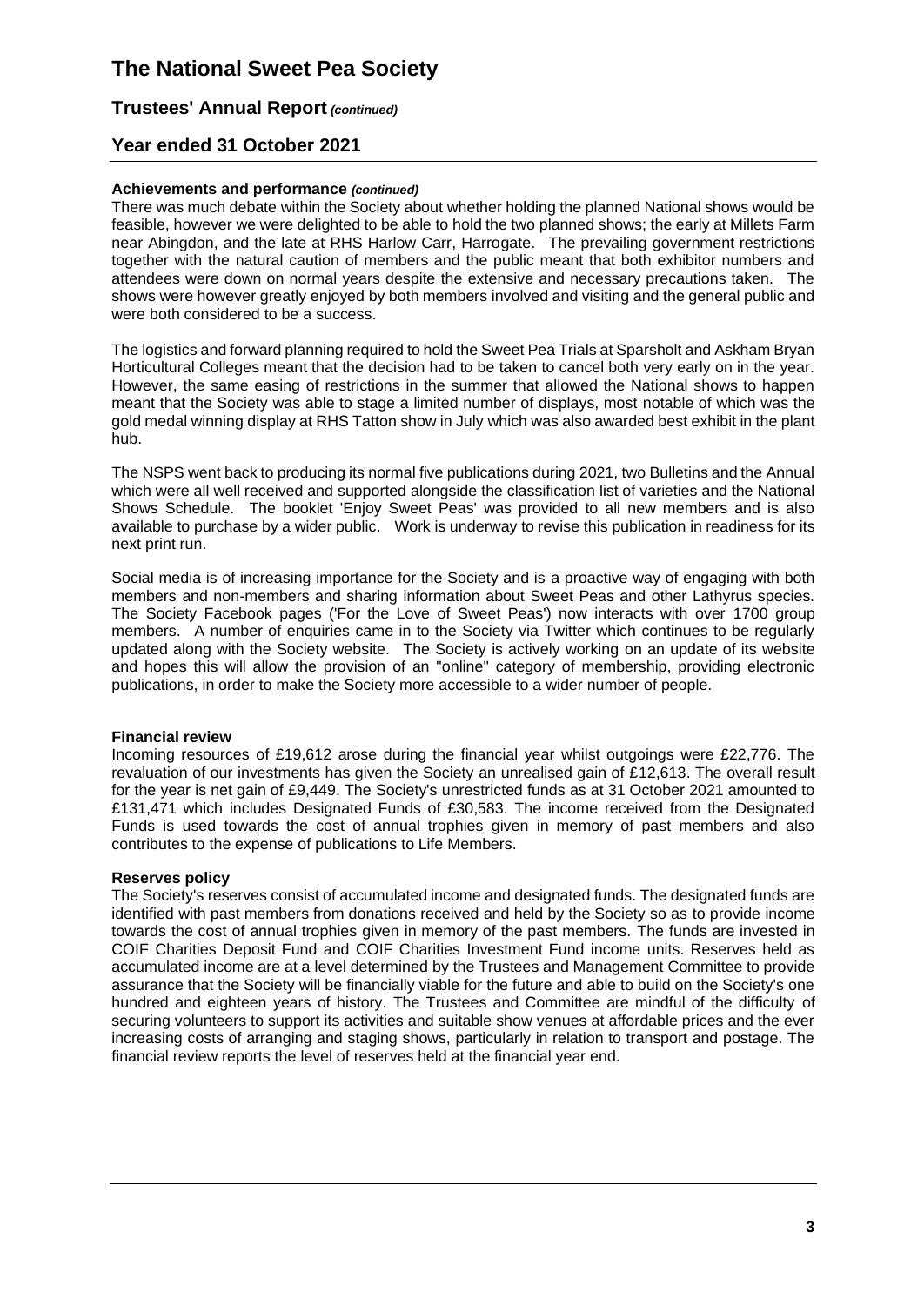# The National Sweet Pea Society

## Trustees' Annual Report *(continued)*

## Year ended 31 October 2021

**Achievements and performance** ***(continued)***

There was much debate within the Society about whether holding the planned National shows would be feasible, however we were delighted to be able to hold the two planned shows; the early at Millets Farm near Abingdon, and the late at RHS Harlow Carr, Harrogate. The prevailing government restrictions together with the natural caution of members and the public meant that both exhibitor numbers and attendees were down on normal years despite the extensive and necessary precautions taken. The shows were however greatly enjoyed by both members involved and visiting and the general public and were both considered to be a success.

The logistics and forward planning required to hold the Sweet Pea Trials at Sparsholt and Askham Bryan Horticultural Colleges meant that the decision had to be taken to cancel both very early on in the year. However, the same easing of restrictions in the summer that allowed the National shows to happen meant that the Society was able to stage a limited number of displays, most notable of which was the gold medal winning display at RHS Tatton show in July which was also awarded best exhibit in the plant hub.

The NSPS went back to producing its normal five publications during 2021, two Bulletins and the Annual which were all well received and supported alongside the classification list of varieties and the National Shows Schedule. The booklet 'Enjoy Sweet Peas' was provided to all new members and is also available to purchase by a wider public. Work is underway to revise this publication in readiness for its next print run.

Social media is of increasing importance for the Society and is a proactive way of engaging with both members and non-members and sharing information about Sweet Peas and other Lathyrus species. The Society Facebook pages ('For the Love of Sweet Peas') now interacts with over 1700 group members. A number of enquiries came in to the Society via Twitter which continues to be regularly updated along with the Society website. The Society is actively working on an update of its website and hopes this will allow the provision of an "online" category of membership, providing electronic publications, in order to make the Society more accessible to a wider number of people.

**Financial review**

Incoming resources of £19,612 arose during the financial year whilst outgoings were £22,776. The revaluation of our investments has given the Society an unrealised gain of £12,613. The overall result for the year is net gain of £9,449. The Society's unrestricted funds as at 31 October 2021 amounted to £131,471 which includes Designated Funds of £30,583. The income received from the Designated Funds is used towards the cost of annual trophies given in memory of past members and also contributes to the expense of publications to Life Members.

**Reserves policy**

The Society's reserves consist of accumulated income and designated funds. The designated funds are identified with past members from donations received and held by the Society so as to provide income towards the cost of annual trophies given in memory of the past members. The funds are invested in COIF Charities Deposit Fund and COIF Charities Investment Fund income units. Reserves held as accumulated income are at a level determined by the Trustees and Management Committee to provide assurance that the Society will be financially viable for the future and able to build on the Society's one hundred and eighteen years of history. The Trustees and Committee are mindful of the difficulty of securing volunteers to support its activities and suitable show venues at affordable prices and the ever increasing costs of arranging and staging shows, particularly in relation to transport and postage. The financial review reports the level of reserves held at the financial year end.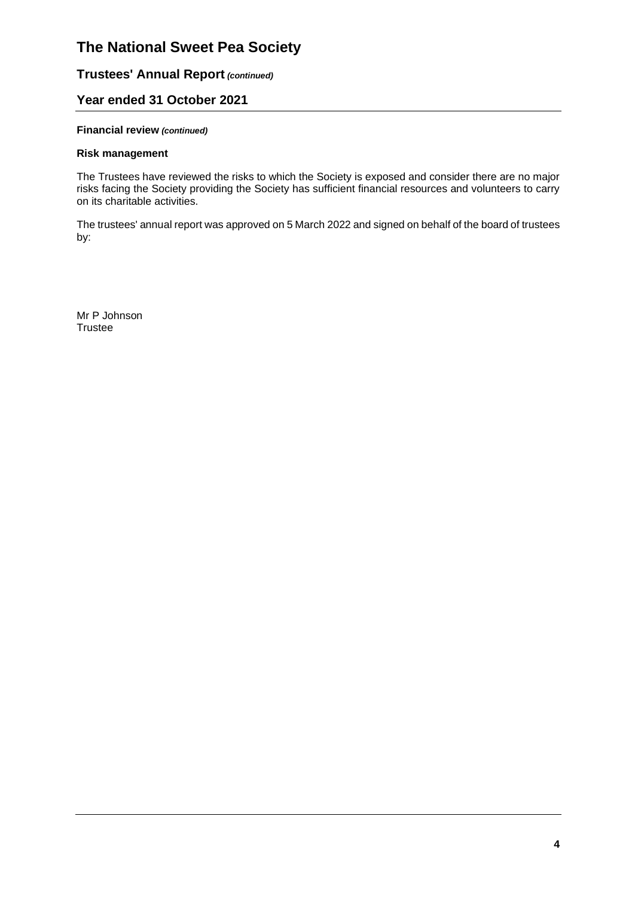# The National Sweet Pea Society

## Trustees' Annual Report *(continued)*

## Year ended 31 October 2021

**Financial review** ***(continued)***

**Risk management**

The Trustees have reviewed the risks to which the Society is exposed and consider there are no major risks facing the Society providing the Society has sufficient financial resources and volunteers to carry on its charitable activities.

The trustees' annual report was approved on 5 March 2022 and signed on behalf of the board of trustees by:

Mr P Johnson
Trustee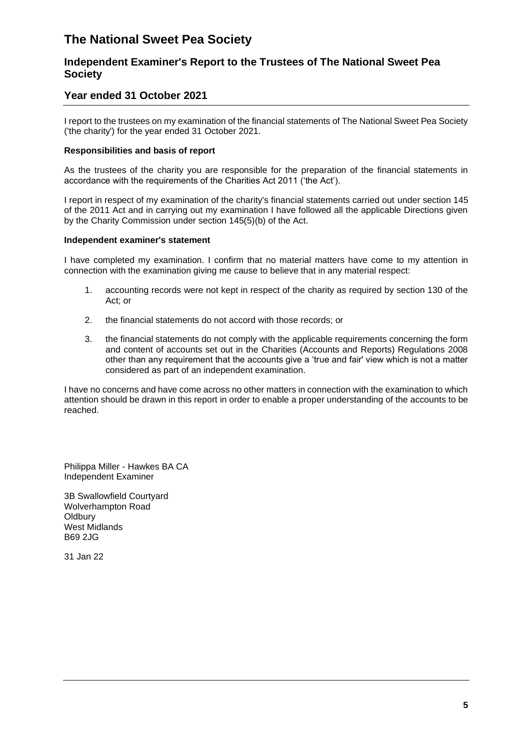# The National Sweet Pea Society

## Independent Examiner's Report to the Trustees of The National Sweet Pea Society

## Year ended 31 October 2021

I report to the trustees on my examination of the financial statements of The National Sweet Pea Society ('the charity') for the year ended 31 October 2021.

**Responsibilities and basis of report**

As the trustees of the charity you are responsible for the preparation of the financial statements in accordance with the requirements of the Charities Act 2011 ('the Act').

I report in respect of my examination of the charity's financial statements carried out under section 145 of the 2011 Act and in carrying out my examination I have followed all the applicable Directions given by the Charity Commission under section 145(5)(b) of the Act.

**Independent examiner's statement**

I have completed my examination. I confirm that no material matters have come to my attention in connection with the examination giving me cause to believe that in any material respect:

1. accounting records were not kept in respect of the charity as required by section 130 of the Act; or
2. the financial statements do not accord with those records; or
3. the financial statements do not comply with the applicable requirements concerning the form and content of accounts set out in the Charities (Accounts and Reports) Regulations 2008 other than any requirement that the accounts give a 'true and fair' view which is not a matter considered as part of an independent examination.

I have no concerns and have come across no other matters in connection with the examination to which attention should be drawn in this report in order to enable a proper understanding of the accounts to be reached.

Philippa Miller - Hawkes BA CA
Independent Examiner

3B Swallowfield Courtyard
Wolverhampton Road
Oldbury
West Midlands
B69 2JG

31 Jan 22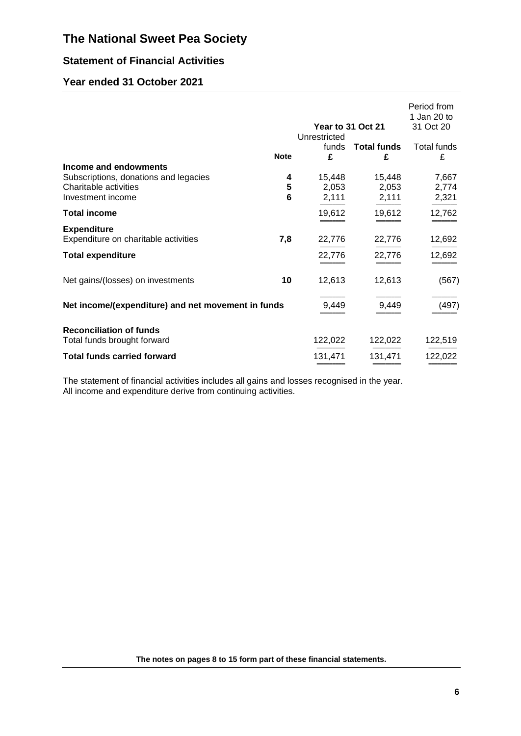# The National Sweet Pea Society

## Statement of Financial Activities

## Year ended 31 October 2021

| | Note | Year to 31 Oct 21 Unrestricted funds £ | Year to 31 Oct 21 **Total funds** £ | Period from 1 Jan 20 to 31 Oct 20 Total funds £ |
|---|---|---|---|---|
| **Income and endowments** | | | | |
| Subscriptions, donations and legacies | **4** | 15,448 | 15,448 | 7,667 |
| Charitable activities | **5** | 2,053 | 2,053 | 2,774 |
| Investment income | **6** | 2,111 | 2,111 | 2,321 |
| **Total income** | | 19,612 | 19,612 | 12,762 |
| **Expenditure** | | | | |
| Expenditure on charitable activities | **7,8** | 22,776 | 22,776 | 12,692 |
| **Total expenditure** | | 22,776 | 22,776 | 12,692 |
| Net gains/(losses) on investments | **10** | 12,613 | 12,613 | (567) |
| **Net income/(expenditure) and net movement in funds** | | 9,449 | 9,449 | (497) |
| **Reconciliation of funds** | | | | |
| Total funds brought forward | | 122,022 | 122,022 | 122,519 |
| **Total funds carried forward** | | 131,471 | 131,471 | 122,022 |

The statement of financial activities includes all gains and losses recognised in the year.
All income and expenditure derive from continuing activities.

**The notes on pages 8 to 15 form part of these financial statements.**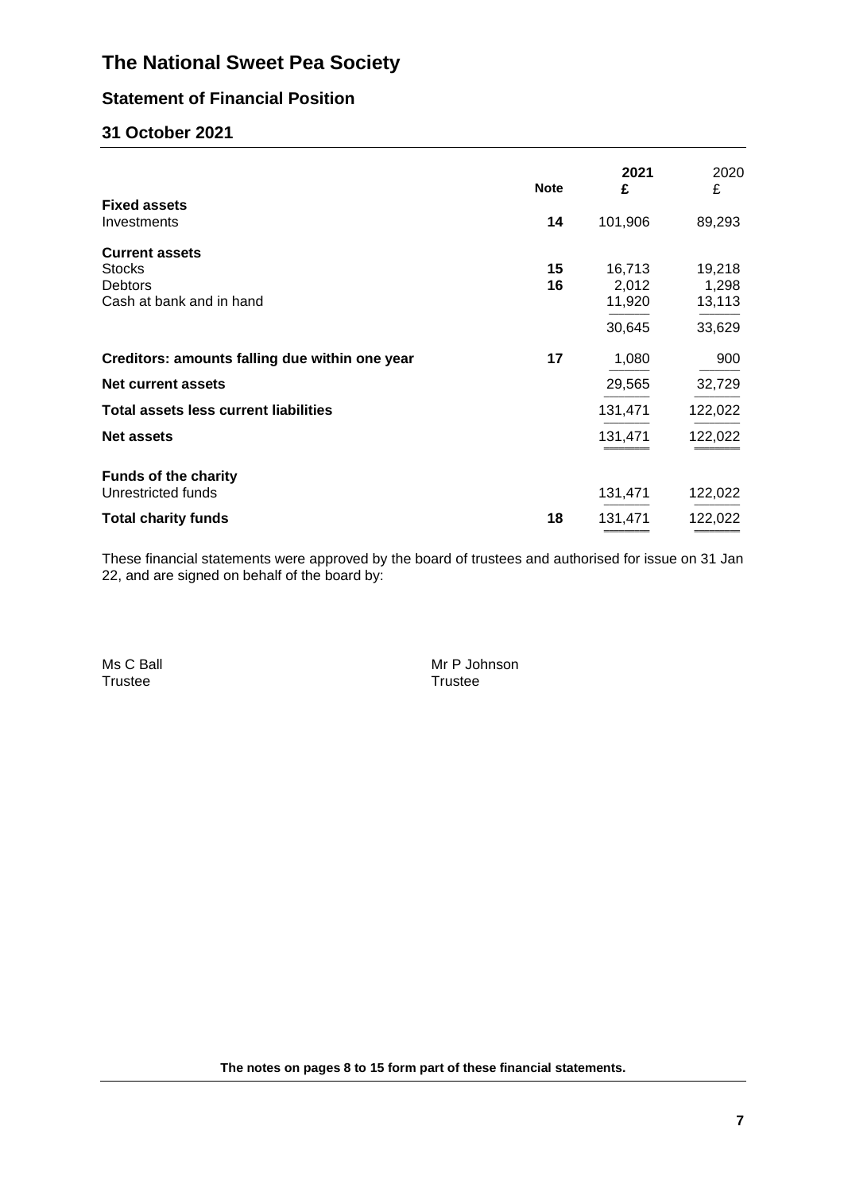# The National Sweet Pea Society

## Statement of Financial Position

## 31 October 2021

| | Note | 2021 £ | 2020 £ |
|---|---|---|---|
| **Fixed assets** | | | |
| Investments | **14** | 101,906 | 89,293 |
| **Current assets** | | | |
| Stocks | **15** | 16,713 | 19,218 |
| Debtors | **16** | 2,012 | 1,298 |
| Cash at bank and in hand | | 11,920 | 13,113 |
| | | 30,645 | 33,629 |
| **Creditors: amounts falling due within one year** | **17** | 1,080 | 900 |
| **Net current assets** | | 29,565 | 32,729 |
| **Total assets less current liabilities** | | 131,471 | 122,022 |
| **Net assets** | | 131,471 | 122,022 |
| **Funds of the charity** | | | |
| Unrestricted funds | | 131,471 | 122,022 |
| **Total charity funds** | **18** | 131,471 | 122,022 |

These financial statements were approved by the board of trustees and authorised for issue on 31 Jan 22, and are signed on behalf of the board by:

Ms C Ball
Trustee

Mr P Johnson
Trustee

**The notes on pages 8 to 15 form part of these financial statements.**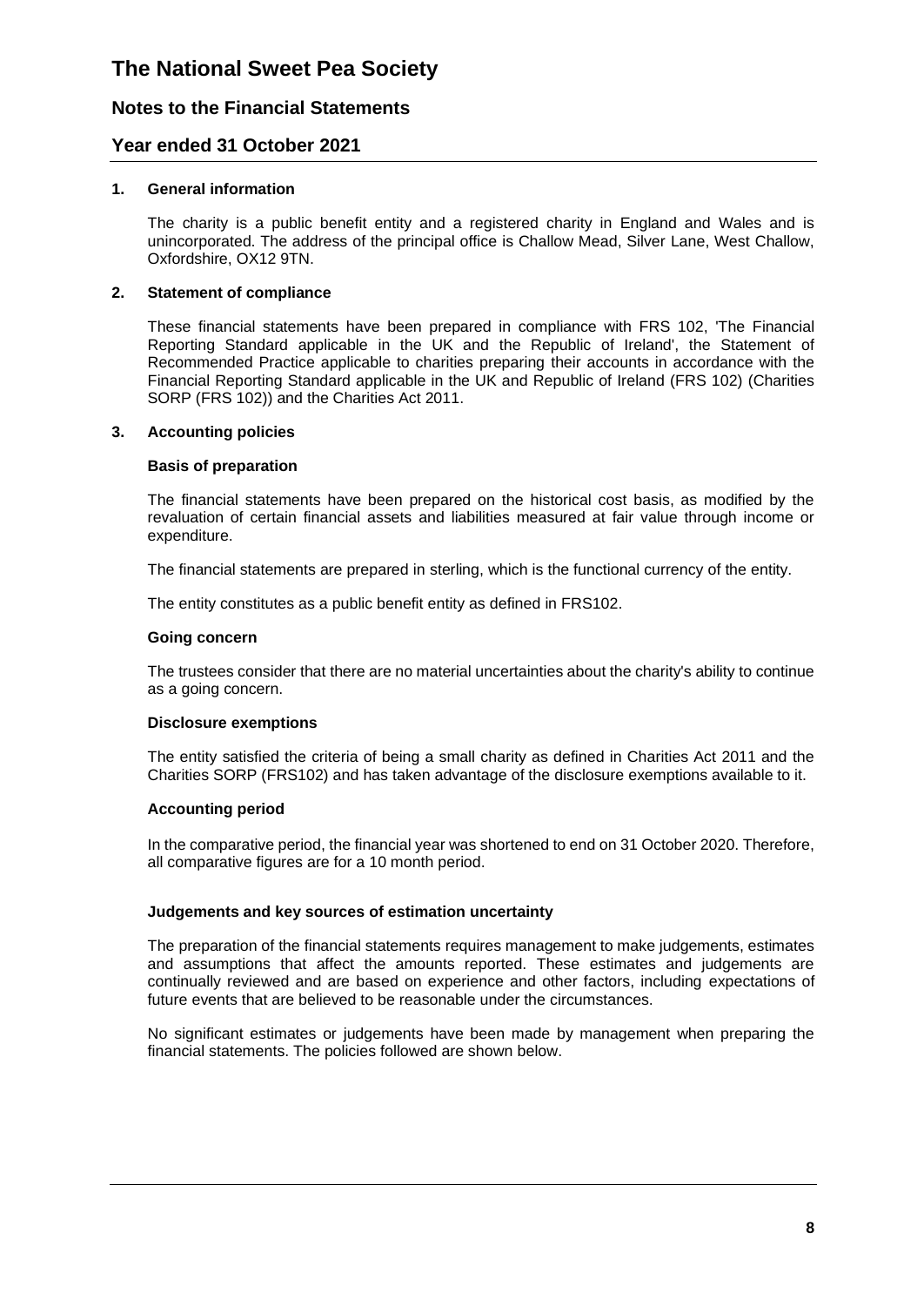# The National Sweet Pea Society

## Notes to the Financial Statements

## Year ended 31 October 2021

### 1. General information

The charity is a public benefit entity and a registered charity in England and Wales and is unincorporated. The address of the principal office is Challow Mead, Silver Lane, West Challow, Oxfordshire, OX12 9TN.

### 2. Statement of compliance

These financial statements have been prepared in compliance with FRS 102, 'The Financial Reporting Standard applicable in the UK and the Republic of Ireland', the Statement of Recommended Practice applicable to charities preparing their accounts in accordance with the Financial Reporting Standard applicable in the UK and Republic of Ireland (FRS 102) (Charities SORP (FRS 102)) and the Charities Act 2011.

### 3. Accounting policies

**Basis of preparation**

The financial statements have been prepared on the historical cost basis, as modified by the revaluation of certain financial assets and liabilities measured at fair value through income or expenditure.

The financial statements are prepared in sterling, which is the functional currency of the entity.

The entity constitutes as a public benefit entity as defined in FRS102.

**Going concern**

The trustees consider that there are no material uncertainties about the charity's ability to continue as a going concern.

**Disclosure exemptions**

The entity satisfied the criteria of being a small charity as defined in Charities Act 2011 and the Charities SORP (FRS102) and has taken advantage of the disclosure exemptions available to it.

**Accounting period**

In the comparative period, the financial year was shortened to end on 31 October 2020. Therefore, all comparative figures are for a 10 month period.

**Judgements and key sources of estimation uncertainty**

The preparation of the financial statements requires management to make judgements, estimates and assumptions that affect the amounts reported. These estimates and judgements are continually reviewed and are based on experience and other factors, including expectations of future events that are believed to be reasonable under the circumstances.

No significant estimates or judgements have been made by management when preparing the financial statements. The policies followed are shown below.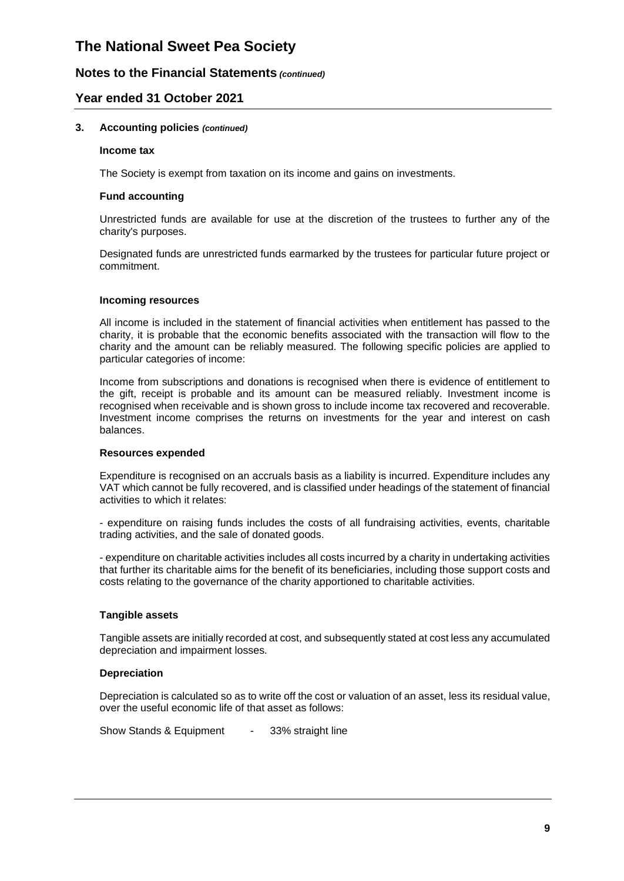# The National Sweet Pea Society

## Notes to the Financial Statements *(continued)*

## Year ended 31 October 2021

### 3. Accounting policies *(continued)*

**Income tax**

The Society is exempt from taxation on its income and gains on investments.

**Fund accounting**

Unrestricted funds are available for use at the discretion of the trustees to further any of the charity's purposes.

Designated funds are unrestricted funds earmarked by the trustees for particular future project or commitment.

**Incoming resources**

All income is included in the statement of financial activities when entitlement has passed to the charity, it is probable that the economic benefits associated with the transaction will flow to the charity and the amount can be reliably measured. The following specific policies are applied to particular categories of income:

Income from subscriptions and donations is recognised when there is evidence of entitlement to the gift, receipt is probable and its amount can be measured reliably. Investment income is recognised when receivable and is shown gross to include income tax recovered and recoverable. Investment income comprises the returns on investments for the year and interest on cash balances.

**Resources expended**

Expenditure is recognised on an accruals basis as a liability is incurred. Expenditure includes any VAT which cannot be fully recovered, and is classified under headings of the statement of financial activities to which it relates:

- expenditure on raising funds includes the costs of all fundraising activities, events, charitable trading activities, and the sale of donated goods.

- expenditure on charitable activities includes all costs incurred by a charity in undertaking activities that further its charitable aims for the benefit of its beneficiaries, including those support costs and costs relating to the governance of the charity apportioned to charitable activities.

**Tangible assets**

Tangible assets are initially recorded at cost, and subsequently stated at cost less any accumulated depreciation and impairment losses.

**Depreciation**

Depreciation is calculated so as to write off the cost or valuation of an asset, less its residual value, over the useful economic life of that asset as follows:

Show Stands & Equipment - 33% straight line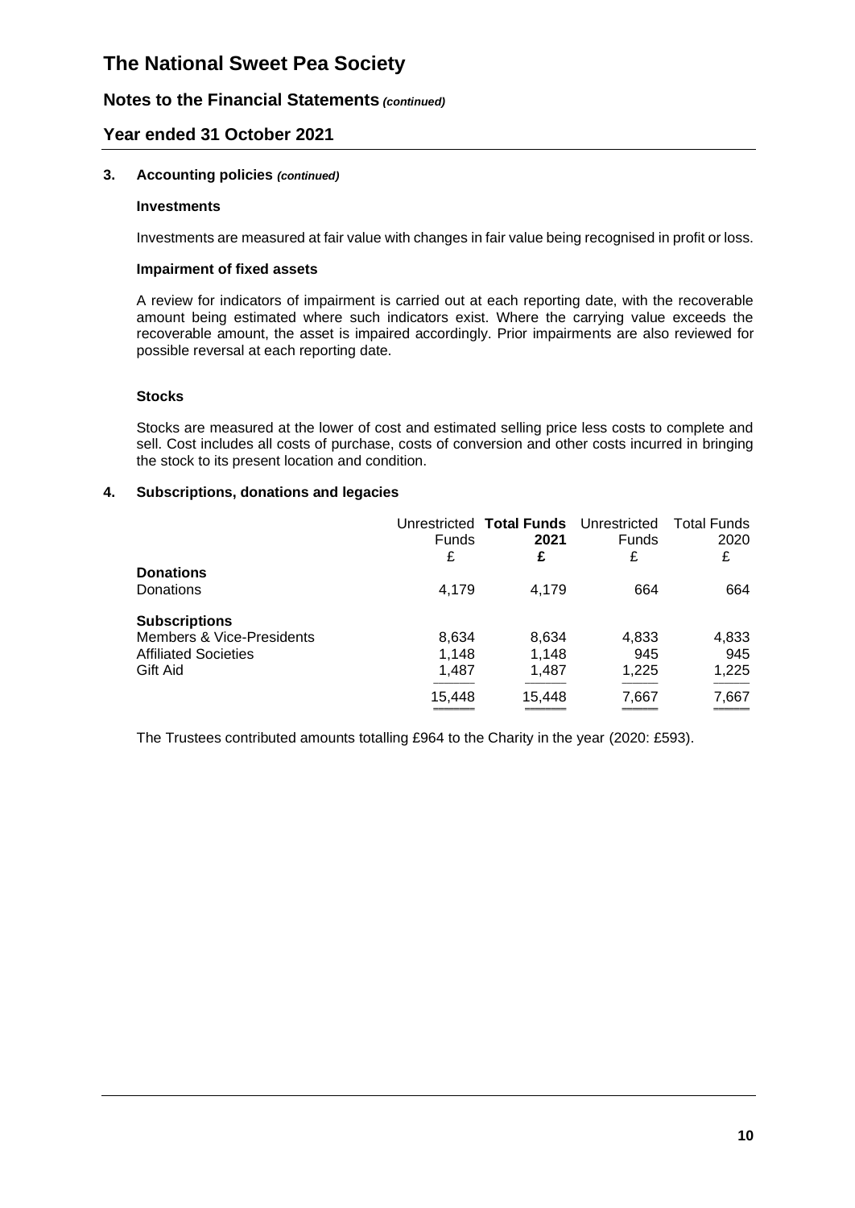# The National Sweet Pea Society

## Notes to the Financial Statements *(continued)*

## Year ended 31 October 2021

### 3. Accounting policies *(continued)*

**Investments**

Investments are measured at fair value with changes in fair value being recognised in profit or loss.

**Impairment of fixed assets**

A review for indicators of impairment is carried out at each reporting date, with the recoverable amount being estimated where such indicators exist. Where the carrying value exceeds the recoverable amount, the asset is impaired accordingly. Prior impairments are also reviewed for possible reversal at each reporting date.

**Stocks**

Stocks are measured at the lower of cost and estimated selling price less costs to complete and sell. Cost includes all costs of purchase, costs of conversion and other costs incurred in bringing the stock to its present location and condition.

### 4. Subscriptions, donations and legacies

| | Unrestricted Funds £ | **Total Funds 2021 £** | Unrestricted Funds £ | Total Funds 2020 £ |
|---|---|---|---|---|
| **Donations** | | | | |
| Donations | 4,179 | 4,179 | 664 | 664 |
| **Subscriptions** | | | | |
| Members & Vice-Presidents | 8,634 | 8,634 | 4,833 | 4,833 |
| Affiliated Societies | 1,148 | 1,148 | 945 | 945 |
| Gift Aid | 1,487 | 1,487 | 1,225 | 1,225 |
| | 15,448 | 15,448 | 7,667 | 7,667 |

The Trustees contributed amounts totalling £964 to the Charity in the year (2020: £593).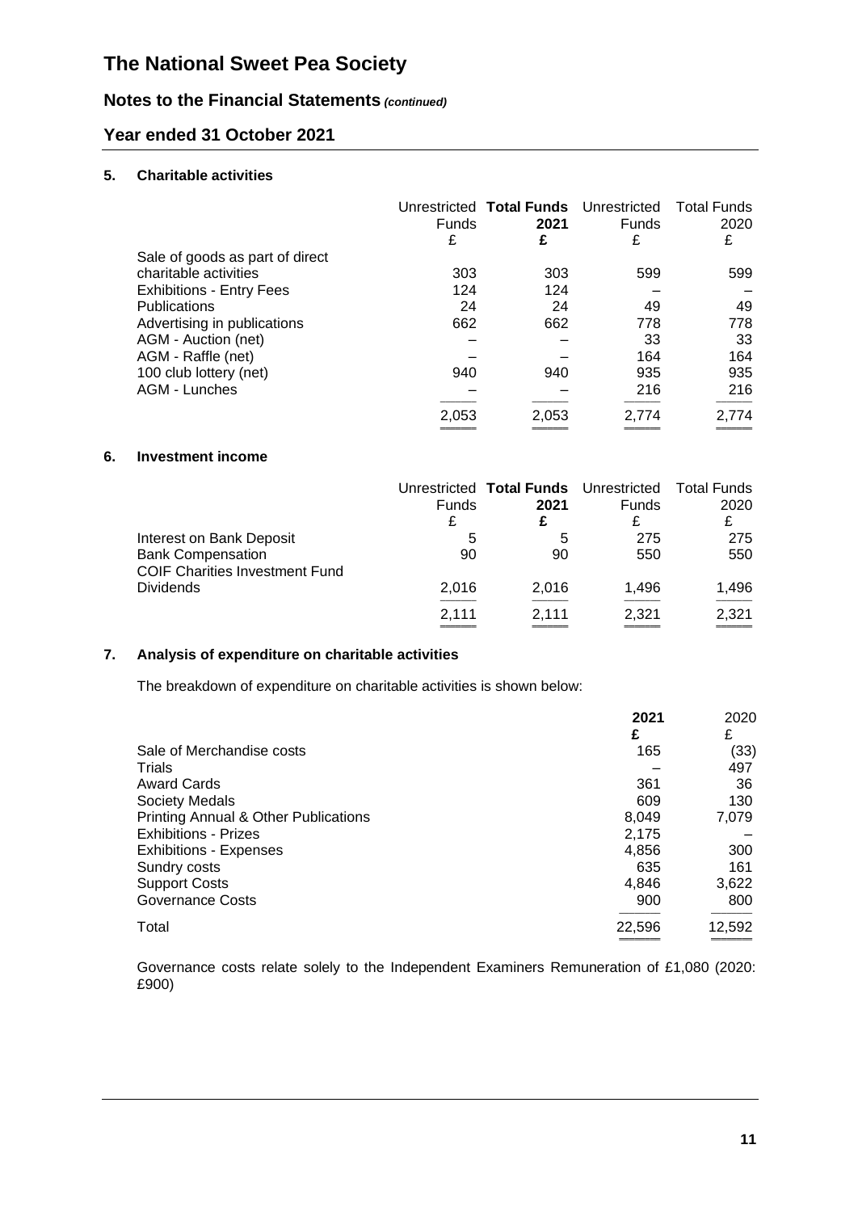# The National Sweet Pea Society

## Notes to the Financial Statements *(continued)*

## Year ended 31 October 2021

### 5. Charitable activities

| | Unrestricted Funds £ | **Total Funds 2021 £** | Unrestricted Funds £ | Total Funds 2020 £ |
|---|---|---|---|---|
| Sale of goods as part of direct charitable activities | 303 | 303 | 599 | 599 |
| Exhibitions - Entry Fees | 124 | 124 | – | – |
| Publications | 24 | 24 | 49 | 49 |
| Advertising in publications | 662 | 662 | 778 | 778 |
| AGM - Auction (net) | – | – | 33 | 33 |
| AGM - Raffle (net) | – | – | 164 | 164 |
| 100 club lottery (net) | 940 | 940 | 935 | 935 |
| AGM - Lunches | – | – | 216 | 216 |
| | 2,053 | 2,053 | 2,774 | 2,774 |

### 6. Investment income

| | Unrestricted Funds £ | **Total Funds 2021 £** | Unrestricted Funds £ | Total Funds 2020 £ |
|---|---|---|---|---|
| Interest on Bank Deposit | 5 | 5 | 275 | 275 |
| Bank Compensation | 90 | 90 | 550 | 550 |
| COIF Charities Investment Fund Dividends | 2,016 | 2,016 | 1,496 | 1,496 |
| | 2,111 | 2,111 | 2,321 | 2,321 |

### 7. Analysis of expenditure on charitable activities

The breakdown of expenditure on charitable activities is shown below:

| | **2021 £** | 2020 £ |
|---|---|---|
| Sale of Merchandise costs | 165 | (33) |
| Trials | – | 497 |
| Award Cards | 361 | 36 |
| Society Medals | 609 | 130 |
| Printing Annual & Other Publications | 8,049 | 7,079 |
| Exhibitions - Prizes | 2,175 | – |
| Exhibitions - Expenses | 4,856 | 300 |
| Sundry costs | 635 | 161 |
| Support Costs | 4,846 | 3,622 |
| Governance Costs | 900 | 800 |
| Total | 22,596 | 12,592 |

Governance costs relate solely to the Independent Examiners Remuneration of £1,080 (2020: £900)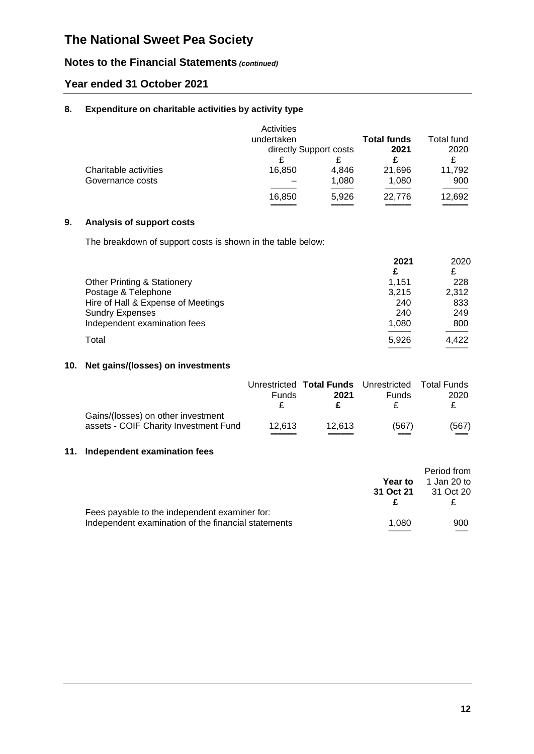# The National Sweet Pea Society

## Notes to the Financial Statements *(continued)*

## Year ended 31 October 2021

### 8. Expenditure on charitable activities by activity type

| | Activities undertaken directly | Support costs | **Total funds 2021** | Total fund 2020 |
|---|---|---|---|---|
| | £ | £ | **£** | £ |
| Charitable activities | 16,850 | 4,846 | 21,696 | 11,792 |
| Governance costs | – | 1,080 | 1,080 | 900 |
| | 16,850 | 5,926 | 22,776 | 12,692 |

### 9. Analysis of support costs

The breakdown of support costs is shown in the table below:

| | **2021** | 2020 |
|---|---|---|
| | **£** | £ |
| Other Printing & Stationery | 1,151 | 228 |
| Postage & Telephone | 3,215 | 2,312 |
| Hire of Hall & Expense of Meetings | 240 | 833 |
| Sundry Expenses | 240 | 249 |
| Independent examination fees | 1,080 | 800 |
| Total | 5,926 | 4,422 |

### 10. Net gains/(losses) on investments

| | Unrestricted Funds | **Total Funds 2021** | Unrestricted Funds | Total Funds 2020 |
|---|---|---|---|---|
| | £ | **£** | £ | £ |
| Gains/(losses) on other investment assets - COIF Charity Investment Fund | 12,613 | 12,613 | (567) | (567) |

### 11. Independent examination fees

| | **Year to 31 Oct 21** | Period from 1 Jan 20 to 31 Oct 20 |
|---|---|---|
| | **£** | £ |
| Fees payable to the independent examiner for: | | |
| Independent examination of the financial statements | 1,080 | 900 |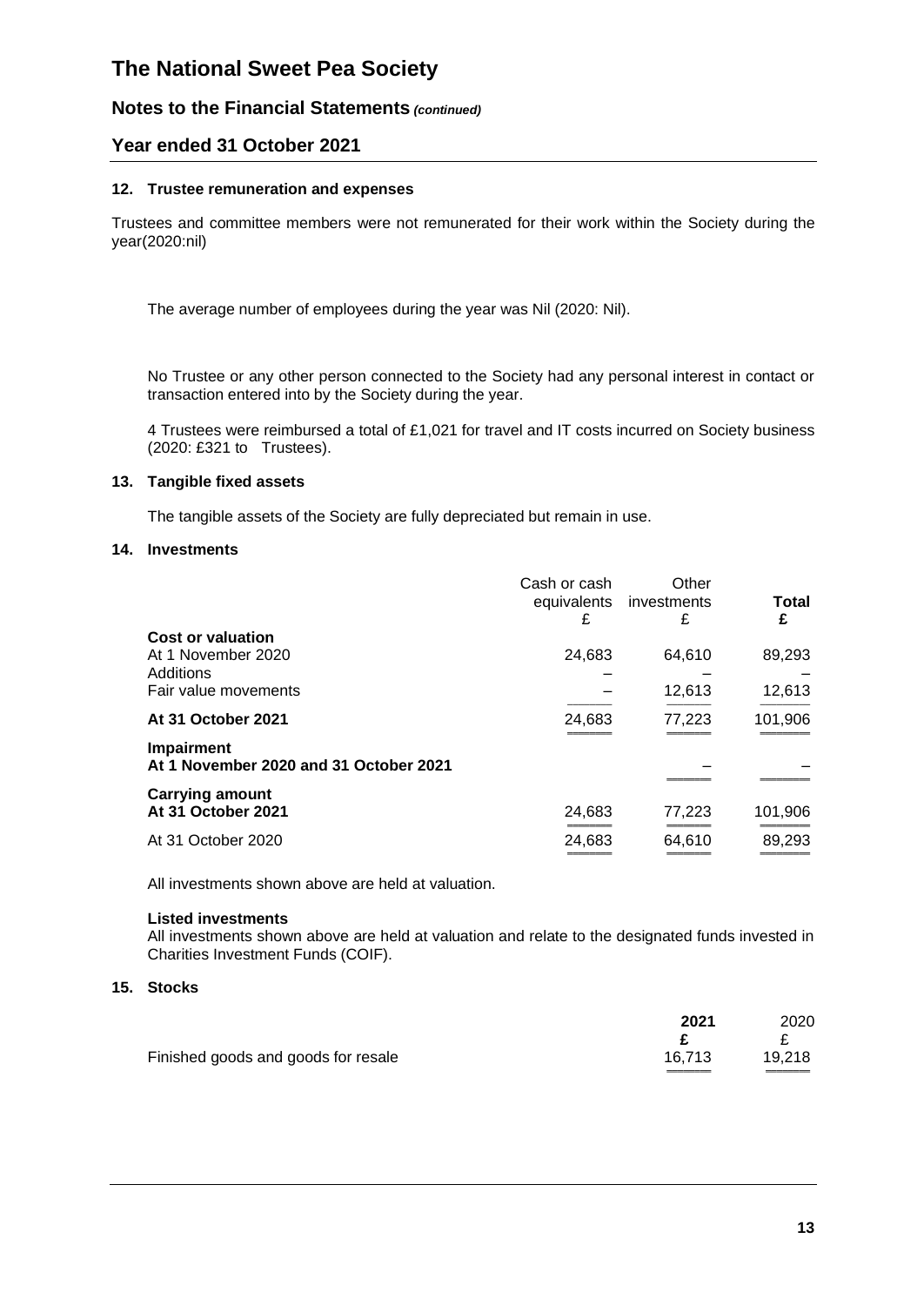# The National Sweet Pea Society

## Notes to the Financial Statements *(continued)*

## Year ended 31 October 2021

### 12. Trustee remuneration and expenses

Trustees and committee members were not remunerated for their work within the Society during the year(2020:nil)

The average number of employees during the year was Nil (2020: Nil).

No Trustee or any other person connected to the Society had any personal interest in contact or transaction entered into by the Society during the year.

4 Trustees were reimbursed a total of £1,021 for travel and IT costs incurred on Society business (2020: £321 to Trustees).

### 13. Tangible fixed assets

The tangible assets of the Society are fully depreciated but remain in use.

### 14. Investments

| | Cash or cash equivalents £ | Other investments £ | **Total £** |
|---|---|---|---|
| **Cost or valuation** | | | |
| At 1 November 2020 | 24,683 | 64,610 | 89,293 |
| Additions | – | – | – |
| Fair value movements | – | 12,613 | 12,613 |
| **At 31 October 2021** | 24,683 | 77,223 | 101,906 |
| **Impairment** | | | |
| **At 1 November 2020 and 31 October 2021** | | – | – |
| **Carrying amount** | | | |
| **At 31 October 2021** | 24,683 | 77,223 | 101,906 |
| At 31 October 2020 | 24,683 | 64,610 | 89,293 |

All investments shown above are held at valuation.

**Listed investments**
All investments shown above are held at valuation and relate to the designated funds invested in Charities Investment Funds (COIF).

### 15. Stocks

| | **2021 £** | 2020 £ |
|---|---|---|
| Finished goods and goods for resale | 16,713 | 19,218 |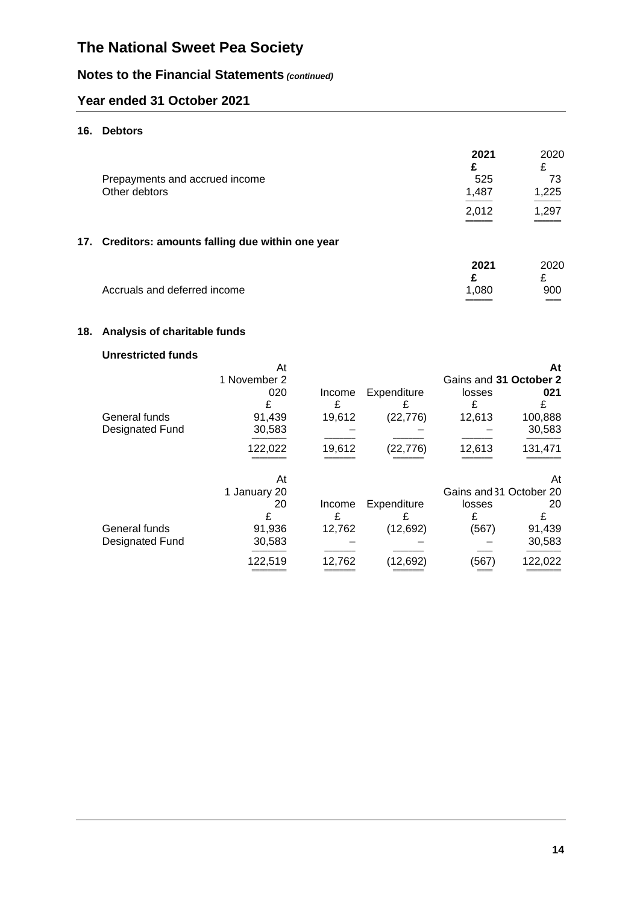# The National Sweet Pea Society

## Notes to the Financial Statements *(continued)*

## Year ended 31 October 2021

### 16. Debtors

| | **2021** | 2020 |
|---|---|---|
| | **£** | £ |
| Prepayments and accrued income | 525 | 73 |
| Other debtors | 1,487 | 1,225 |
| | 2,012 | 1,297 |

### 17. Creditors: amounts falling due within one year

| | **2021** | 2020 |
|---|---|---|
| | **£** | £ |
| Accruals and deferred income | 1,080 | 900 |

### 18. Analysis of charitable funds

**Unrestricted funds**

| | At 1 November 2020 | Income | Expenditure | Gains and losses | **At 31 October 2021** |
|---|---|---|---|---|---|
| | £ | £ | £ | £ | £ |
| General funds | 91,439 | 19,612 | (22,776) | 12,613 | 100,888 |
| Designated Fund | 30,583 | – | – | – | 30,583 |
| | 122,022 | 19,612 | (22,776) | 12,613 | 131,471 |

| | At 1 January 2020 | Income | Expenditure | Gains and losses | At 31 October 2020 |
|---|---|---|---|---|---|
| | £ | £ | £ | £ | £ |
| General funds | 91,936 | 12,762 | (12,692) | (567) | 91,439 |
| Designated Fund | 30,583 | – | – | – | 30,583 |
| | 122,519 | 12,762 | (12,692) | (567) | 122,022 |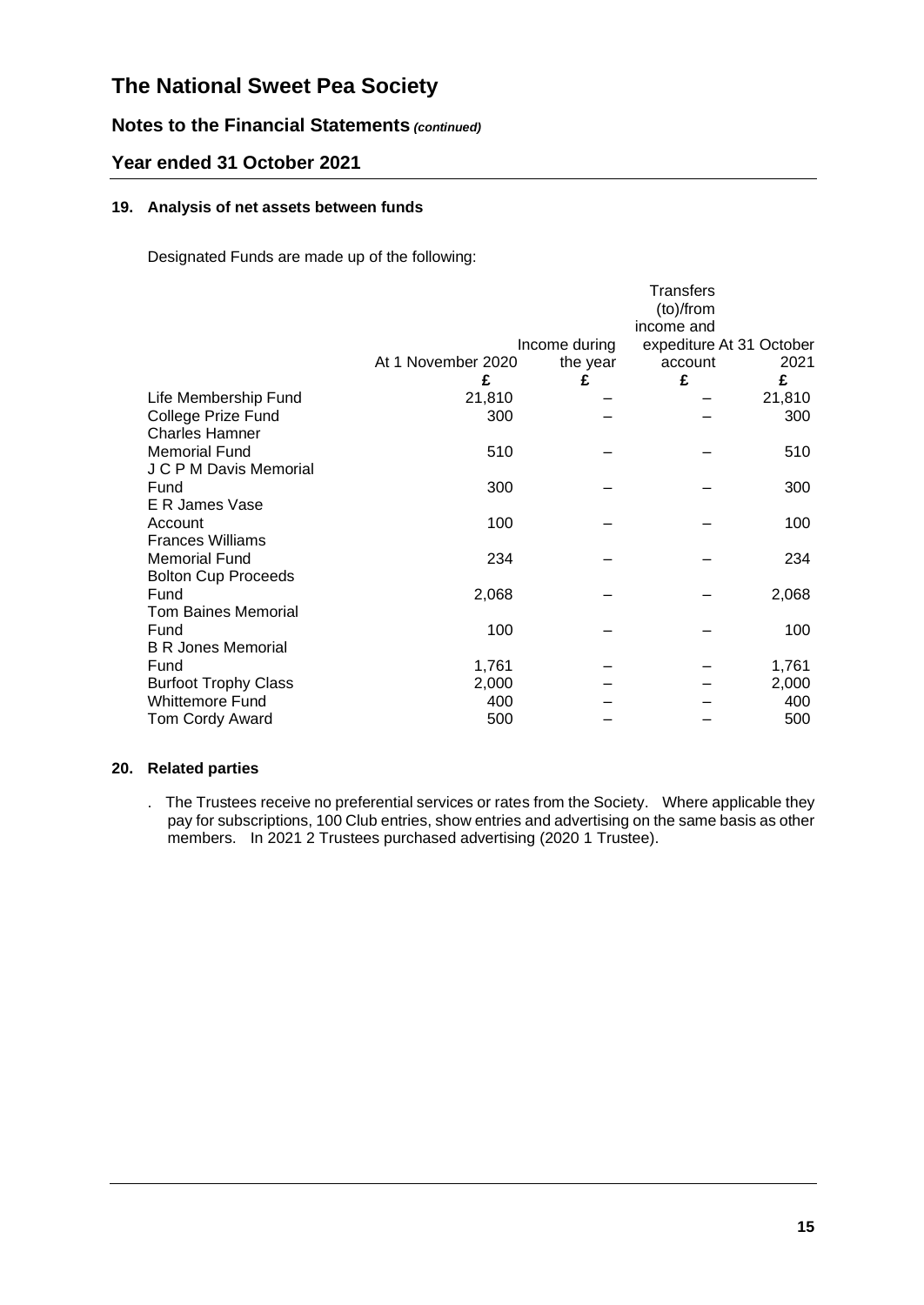# The National Sweet Pea Society

## Notes to the Financial Statements *(continued)*

## Year ended 31 October 2021

### 19. Analysis of net assets between funds

Designated Funds are made up of the following:

| | At 1 November 2020 | Income during the year | Transfers (to)/from income and expediture account | At 31 October 2021 |
|---|---|---|---|---|
| | £ | £ | £ | £ |
| Life Membership Fund | 21,810 | – | – | 21,810 |
| College Prize Fund | 300 | – | – | 300 |
| Charles Hamner Memorial Fund | 510 | – | – | 510 |
| J C P M Davis Memorial Fund | 300 | – | – | 300 |
| E R James Vase Account | 100 | – | – | 100 |
| Frances Williams Memorial Fund | 234 | – | – | 234 |
| Bolton Cup Proceeds Fund | 2,068 | – | – | 2,068 |
| Tom Baines Memorial Fund | 100 | – | – | 100 |
| B R Jones Memorial Fund | 1,761 | – | – | 1,761 |
| Burfoot Trophy Class | 2,000 | – | – | 2,000 |
| Whittemore Fund | 400 | – | – | 400 |
| Tom Cordy Award | 500 | – | – | 500 |

### 20. Related parties

. The Trustees receive no preferential services or rates from the Society. Where applicable they pay for subscriptions, 100 Club entries, show entries and advertising on the same basis as other members. In 2021 2 Trustees purchased advertising (2020 1 Trustee).